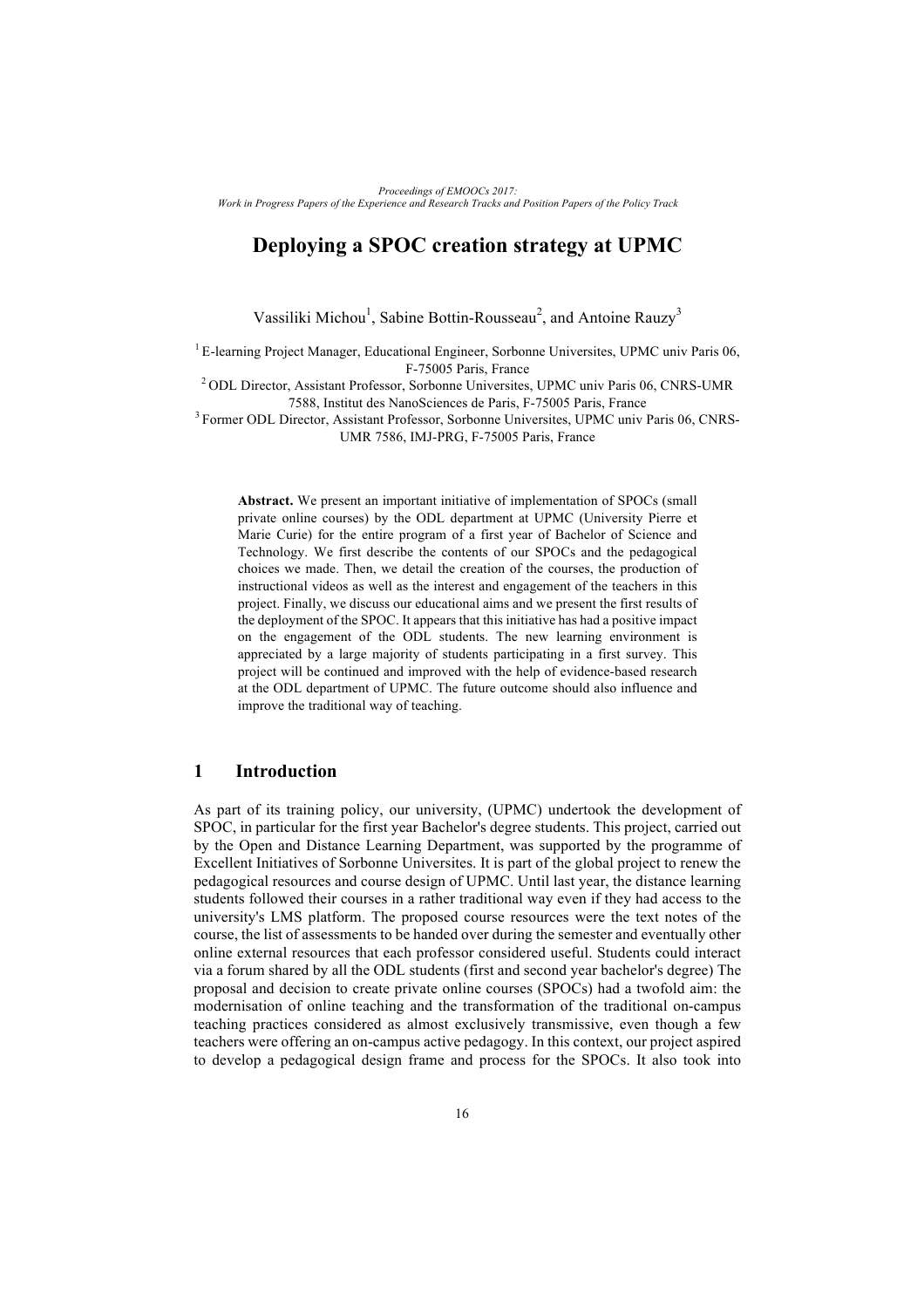# Deploying a SPOC creation strategy at UPMC

Vassiliki Michou[1], Sabine Bottin-Rousseau[2], and Antoine Rauzy[3]

[1] E-learning Project Manager, Educational Engineer, Sorbonne Universites, UPMC univ Paris 06, F-75005 Paris, France

[2] ODL Director, Assistant Professor, Sorbonne Universites, UPMC univ Paris 06, CNRS-UMR 7588, Institut des NanoSciences de Paris, F-75005 Paris, France

[3] Former ODL Director, Assistant Professor, Sorbonne Universites, UPMC univ Paris 06, CNRS-UMR 7586, IMJ-PRG, F-75005 Paris, France

**Abstract.** We present an important initiative of implementation of SPOCs (small private online courses) by the ODL department at UPMC (University Pierre et Marie Curie) for the entire program of a first year of Bachelor of Science and Technology. We first describe the contents of our SPOCs and the pedagogical choices we made. Then, we detail the creation of the courses, the production of instructional videos as well as the interest and engagement of the teachers in this project. Finally, we discuss our educational aims and we present the first results of the deployment of the SPOC. It appears that this initiative has had a positive impact on the engagement of the ODL students. The new learning environment is appreciated by a large majority of students participating in a first survey. This project will be continued and improved with the help of evidence-based research at the ODL department of UPMC. The future outcome should also influence and improve the traditional way of teaching.

## 1 Introduction

As part of its training policy, our university, (UPMC) undertook the development of SPOC, in particular for the first year Bachelor's degree students. This project, carried out by the Open and Distance Learning Department, was supported by the programme of Excellent Initiatives of Sorbonne Universites. It is part of the global project to renew the pedagogical resources and course design of UPMC. Until last year, the distance learning students followed their courses in a rather traditional way even if they had access to the university's LMS platform. The proposed course resources were the text notes of the course, the list of assessments to be handed over during the semester and eventually other online external resources that each professor considered useful. Students could interact via a forum shared by all the ODL students (first and second year bachelor's degree) The proposal and decision to create private online courses (SPOCs) had a twofold aim: the modernisation of online teaching and the transformation of the traditional on-campus teaching practices considered as almost exclusively transmissive, even though a few teachers were offering an on-campus active pedagogy. In this context, our project aspired to develop a pedagogical design frame and process for the SPOCs. It also took into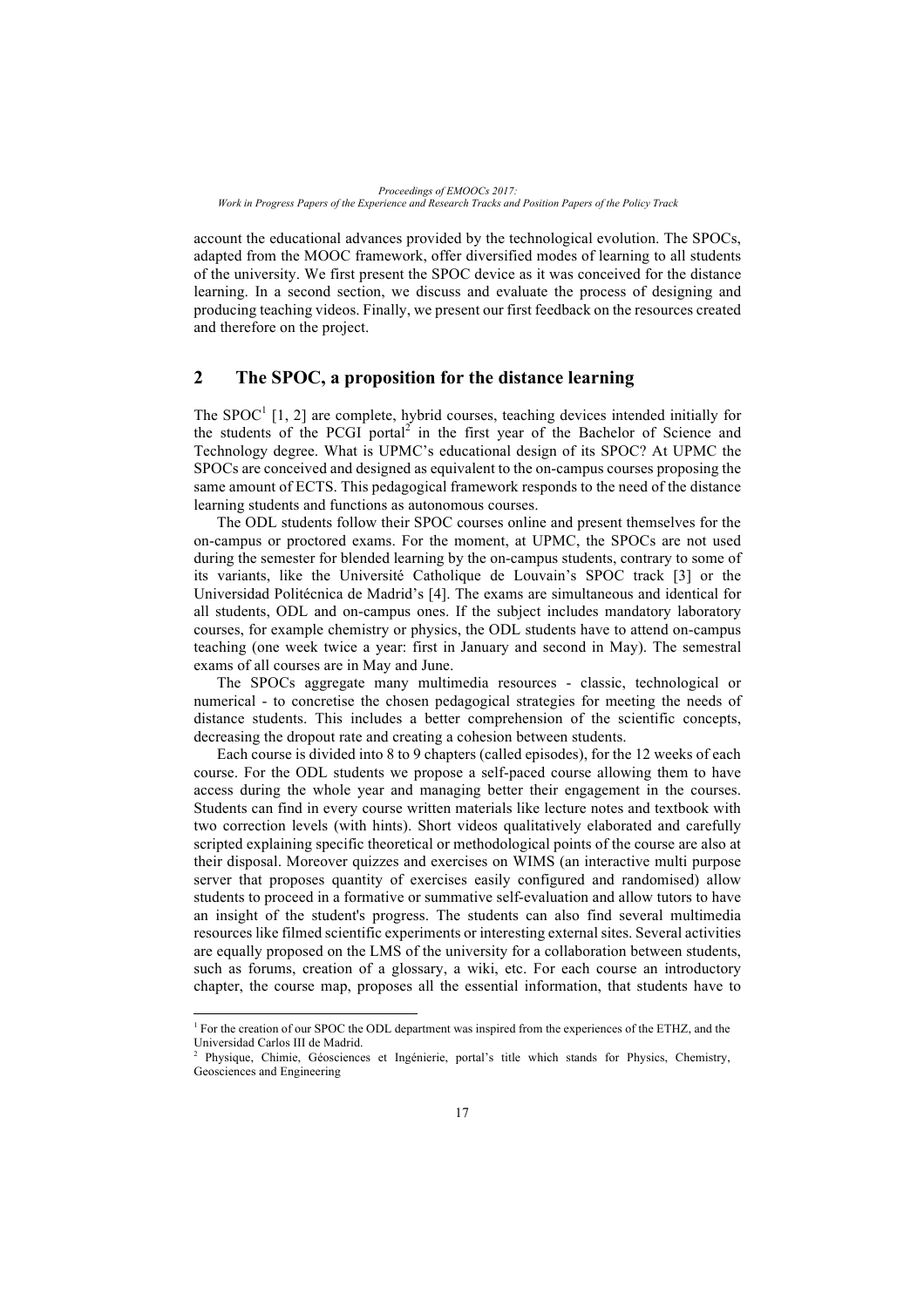account the educational advances provided by the technological evolution. The SPOCs, adapted from the MOOC framework, offer diversified modes of learning to all students of the university. We first present the SPOC device as it was conceived for the distance learning. In a second section, we discuss and evaluate the process of designing and producing teaching videos. Finally, we present our first feedback on the resources created and therefore on the project.

## 2 The SPOC, a proposition for the distance learning

The SPOC[1] [1, 2] are complete, hybrid courses, teaching devices intended initially for the students of the PCGI portal[2] in the first year of the Bachelor of Science and Technology degree. What is UPMC's educational design of its SPOC? At UPMC the SPOCs are conceived and designed as equivalent to the on-campus courses proposing the same amount of ECTS. This pedagogical framework responds to the need of the distance learning students and functions as autonomous courses.

The ODL students follow their SPOC courses online and present themselves for the on-campus or proctored exams. For the moment, at UPMC, the SPOCs are not used during the semester for blended learning by the on-campus students, contrary to some of its variants, like the Université Catholique de Louvain's SPOC track [3] or the Universidad Politécnica de Madrid's [4]. The exams are simultaneous and identical for all students, ODL and on-campus ones. If the subject includes mandatory laboratory courses, for example chemistry or physics, the ODL students have to attend on-campus teaching (one week twice a year: first in January and second in May). The semestral exams of all courses are in May and June.

The SPOCs aggregate many multimedia resources - classic, technological or numerical - to concretise the chosen pedagogical strategies for meeting the needs of distance students. This includes a better comprehension of the scientific concepts, decreasing the dropout rate and creating a cohesion between students.

Each course is divided into 8 to 9 chapters (called episodes), for the 12 weeks of each course. For the ODL students we propose a self-paced course allowing them to have access during the whole year and managing better their engagement in the courses. Students can find in every course written materials like lecture notes and textbook with two correction levels (with hints). Short videos qualitatively elaborated and carefully scripted explaining specific theoretical or methodological points of the course are also at their disposal. Moreover quizzes and exercises on WIMS (an interactive multi purpose server that proposes quantity of exercises easily configured and randomised) allow students to proceed in a formative or summative self-evaluation and allow tutors to have an insight of the student's progress. The students can also find several multimedia resources like filmed scientific experiments or interesting external sites. Several activities are equally proposed on the LMS of the university for a collaboration between students, such as forums, creation of a glossary, a wiki, etc. For each course an introductory chapter, the course map, proposes all the essential information, that students have to

[1] For the creation of our SPOC the ODL department was inspired from the experiences of the ETHZ, and the Universidad Carlos III de Madrid.

[2] Physique, Chimie, Géosciences et Ingénierie, portal's title which stands for Physics, Chemistry, Geosciences and Engineering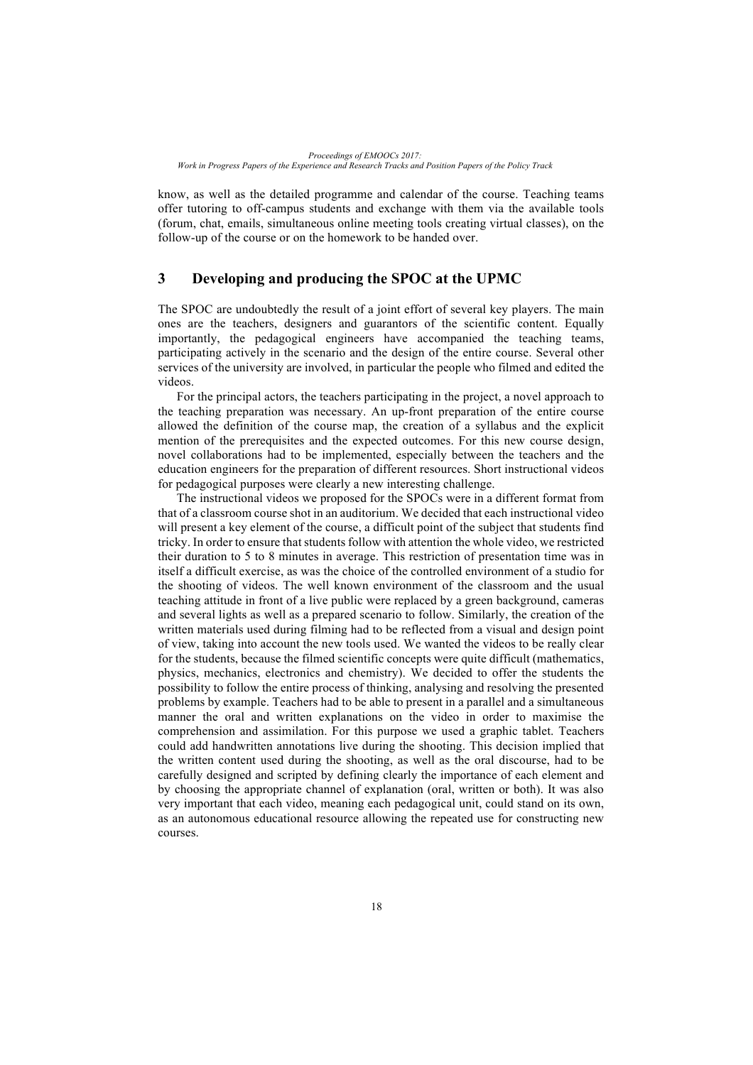know, as well as the detailed programme and calendar of the course. Teaching teams offer tutoring to off-campus students and exchange with them via the available tools (forum, chat, emails, simultaneous online meeting tools creating virtual classes), on the follow-up of the course or on the homework to be handed over.

## 3 Developing and producing the SPOC at the UPMC

The SPOC are undoubtedly the result of a joint effort of several key players. The main ones are the teachers, designers and guarantors of the scientific content. Equally importantly, the pedagogical engineers have accompanied the teaching teams, participating actively in the scenario and the design of the entire course. Several other services of the university are involved, in particular the people who filmed and edited the videos.

For the principal actors, the teachers participating in the project, a novel approach to the teaching preparation was necessary. An up-front preparation of the entire course allowed the definition of the course map, the creation of a syllabus and the explicit mention of the prerequisites and the expected outcomes. For this new course design, novel collaborations had to be implemented, especially between the teachers and the education engineers for the preparation of different resources. Short instructional videos for pedagogical purposes were clearly a new interesting challenge.

The instructional videos we proposed for the SPOCs were in a different format from that of a classroom course shot in an auditorium. We decided that each instructional video will present a key element of the course, a difficult point of the subject that students find tricky. In order to ensure that students follow with attention the whole video, we restricted their duration to 5 to 8 minutes in average. This restriction of presentation time was in itself a difficult exercise, as was the choice of the controlled environment of a studio for the shooting of videos. The well known environment of the classroom and the usual teaching attitude in front of a live public were replaced by a green background, cameras and several lights as well as a prepared scenario to follow. Similarly, the creation of the written materials used during filming had to be reflected from a visual and design point of view, taking into account the new tools used. We wanted the videos to be really clear for the students, because the filmed scientific concepts were quite difficult (mathematics, physics, mechanics, electronics and chemistry). We decided to offer the students the possibility to follow the entire process of thinking, analysing and resolving the presented problems by example. Teachers had to be able to present in a parallel and a simultaneous manner the oral and written explanations on the video in order to maximise the comprehension and assimilation. For this purpose we used a graphic tablet. Teachers could add handwritten annotations live during the shooting. This decision implied that the written content used during the shooting, as well as the oral discourse, had to be carefully designed and scripted by defining clearly the importance of each element and by choosing the appropriate channel of explanation (oral, written or both). It was also very important that each video, meaning each pedagogical unit, could stand on its own, as an autonomous educational resource allowing the repeated use for constructing new courses.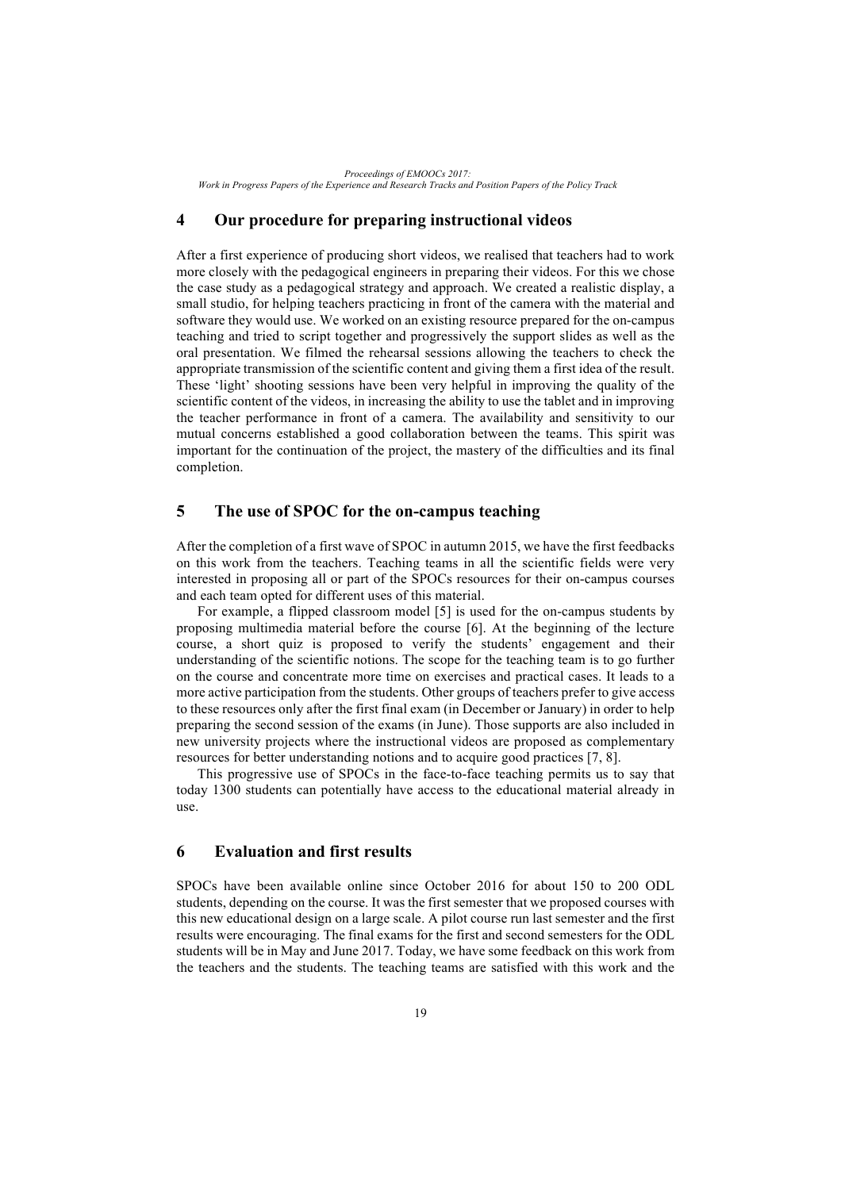## 4 Our procedure for preparing instructional videos

After a first experience of producing short videos, we realised that teachers had to work more closely with the pedagogical engineers in preparing their videos. For this we chose the case study as a pedagogical strategy and approach. We created a realistic display, a small studio, for helping teachers practicing in front of the camera with the material and software they would use. We worked on an existing resource prepared for the on-campus teaching and tried to script together and progressively the support slides as well as the oral presentation. We filmed the rehearsal sessions allowing the teachers to check the appropriate transmission of the scientific content and giving them a first idea of the result. These 'light' shooting sessions have been very helpful in improving the quality of the scientific content of the videos, in increasing the ability to use the tablet and in improving the teacher performance in front of a camera. The availability and sensitivity to our mutual concerns established a good collaboration between the teams. This spirit was important for the continuation of the project, the mastery of the difficulties and its final completion.

## 5 The use of SPOC for the on-campus teaching

After the completion of a first wave of SPOC in autumn 2015, we have the first feedbacks on this work from the teachers. Teaching teams in all the scientific fields were very interested in proposing all or part of the SPOCs resources for their on-campus courses and each team opted for different uses of this material.

For example, a flipped classroom model [5] is used for the on-campus students by proposing multimedia material before the course [6]. At the beginning of the lecture course, a short quiz is proposed to verify the students' engagement and their understanding of the scientific notions. The scope for the teaching team is to go further on the course and concentrate more time on exercises and practical cases. It leads to a more active participation from the students. Other groups of teachers prefer to give access to these resources only after the first final exam (in December or January) in order to help preparing the second session of the exams (in June). Those supports are also included in new university projects where the instructional videos are proposed as complementary resources for better understanding notions and to acquire good practices [7, 8].

This progressive use of SPOCs in the face-to-face teaching permits us to say that today 1300 students can potentially have access to the educational material already in use.

## 6 Evaluation and first results

SPOCs have been available online since October 2016 for about 150 to 200 ODL students, depending on the course. It was the first semester that we proposed courses with this new educational design on a large scale. A pilot course run last semester and the first results were encouraging. The final exams for the first and second semesters for the ODL students will be in May and June 2017. Today, we have some feedback on this work from the teachers and the students. The teaching teams are satisfied with this work and the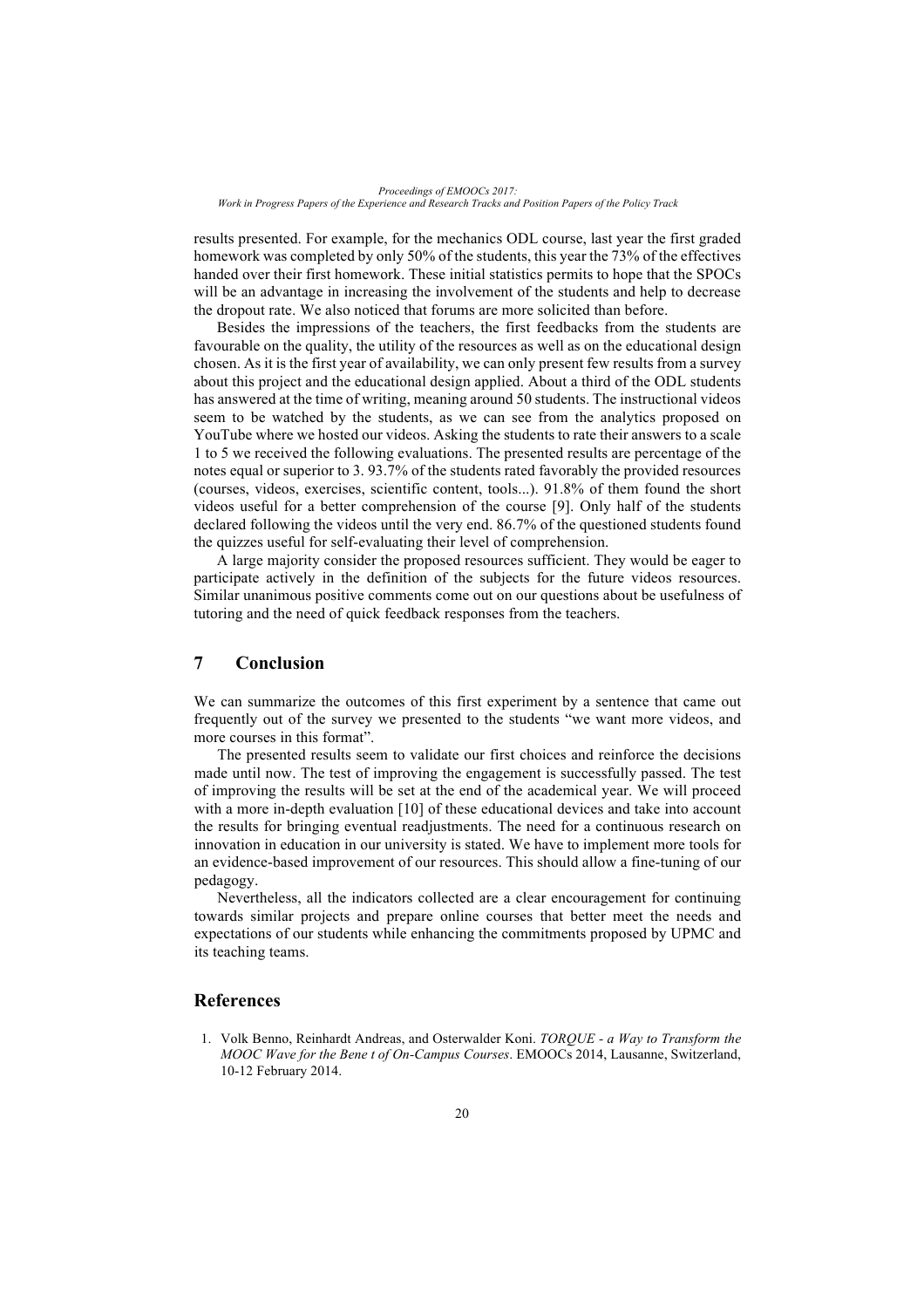results presented. For example, for the mechanics ODL course, last year the first graded homework was completed by only 50% of the students, this year the 73% of the effectives handed over their first homework. These initial statistics permits to hope that the SPOCs will be an advantage in increasing the involvement of the students and help to decrease the dropout rate. We also noticed that forums are more solicited than before.

Besides the impressions of the teachers, the first feedbacks from the students are favourable on the quality, the utility of the resources as well as on the educational design chosen. As it is the first year of availability, we can only present few results from a survey about this project and the educational design applied. About a third of the ODL students has answered at the time of writing, meaning around 50 students. The instructional videos seem to be watched by the students, as we can see from the analytics proposed on YouTube where we hosted our videos. Asking the students to rate their answers to a scale 1 to 5 we received the following evaluations. The presented results are percentage of the notes equal or superior to 3. 93.7% of the students rated favorably the provided resources (courses, videos, exercises, scientific content, tools...). 91.8% of them found the short videos useful for a better comprehension of the course [9]. Only half of the students declared following the videos until the very end. 86.7% of the questioned students found the quizzes useful for self-evaluating their level of comprehension.

A large majority consider the proposed resources sufficient. They would be eager to participate actively in the definition of the subjects for the future videos resources. Similar unanimous positive comments come out on our questions about be usefulness of tutoring and the need of quick feedback responses from the teachers.

## 7 Conclusion

We can summarize the outcomes of this first experiment by a sentence that came out frequently out of the survey we presented to the students "we want more videos, and more courses in this format".

The presented results seem to validate our first choices and reinforce the decisions made until now. The test of improving the engagement is successfully passed. The test of improving the results will be set at the end of the academical year. We will proceed with a more in-depth evaluation [10] of these educational devices and take into account the results for bringing eventual readjustments. The need for a continuous research on innovation in education in our university is stated. We have to implement more tools for an evidence-based improvement of our resources. This should allow a fine-tuning of our pedagogy.

Nevertheless, all the indicators collected are a clear encouragement for continuing towards similar projects and prepare online courses that better meet the needs and expectations of our students while enhancing the commitments proposed by UPMC and its teaching teams.

## References

1. Volk Benno, Reinhardt Andreas, and Osterwalder Koni. *TORQUE - a Way to Transform the MOOC Wave for the Bene t of On-Campus Courses*. EMOOCs 2014, Lausanne, Switzerland, 10-12 February 2014.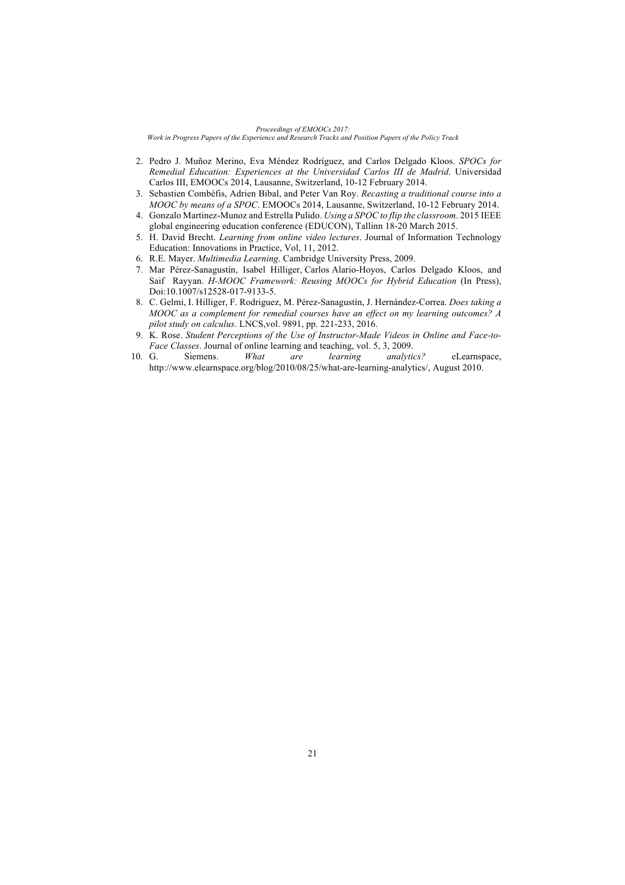2. Pedro J. Muñoz Merino, Eva Méndez Rodríguez, and Carlos Delgado Kloos. *SPOCs for Remedial Education: Experiences at the Universidad Carlos III de Madrid*. Universidad Carlos III, EMOOCs 2014, Lausanne, Switzerland, 10-12 February 2014.
3. Sebastien Combéfis, Adrien Bibal, and Peter Van Roy. *Recasting a traditional course into a MOOC by means of a SPOC*. EMOOCs 2014, Lausanne, Switzerland, 10-12 February 2014.
4. Gonzalo Martinez-Munoz and Estrella Pulido. *Using a SPOC to flip the classroom*. 2015 IEEE global engineering education conference (EDUCON), Tallinn 18-20 March 2015.
5. H. David Brecht. *Learning from online video lectures*. Journal of Information Technology Education: Innovations in Practice, Vol, 11, 2012.
6. R.E. Mayer. *Multimedia Learning*. Cambridge University Press, 2009.
7. Mar Pérez-Sanagustín, Isabel Hilliger, Carlos Alario-Hoyos, Carlos Delgado Kloos, and Saif Rayyan. *H-MOOC Framework: Reusing MOOCs for Hybrid Education* (In Press), Doi:10.1007/s12528-017-9133-5.
8. C. Gelmi, I. Hilliger, F. Rodriguez, M. Pérez-Sanagustín, J. Hernández-Correa. *Does taking a MOOC as a complement for remedial courses have an effect on my learning outcomes? A pilot study on calculus*. LNCS,vol. 9891, pp. 221-233, 2016.
9. K. Rose. *Student Perceptions of the Use of Instructor-Made Videos in Online and Face-to-Face Classes*. Journal of online learning and teaching, vol. 5, 3, 2009.
10. G. Siemens. *What are learning analytics?* eLearnspace, http://www.elearnspace.org/blog/2010/08/25/what-are-learning-analytics/, August 2010.